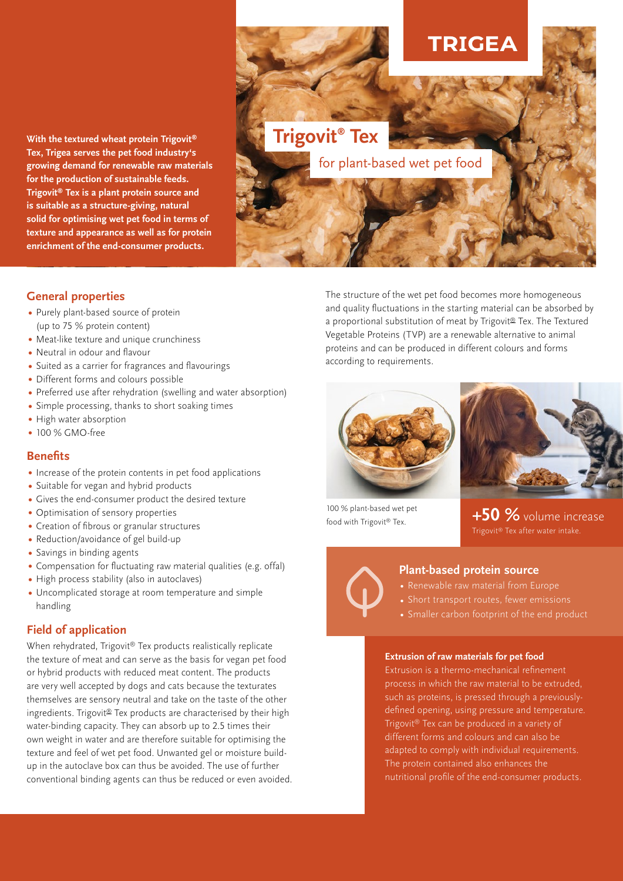# Trigovit® Tex

for plant-based wet pet food

**With the textured wheat protein Trigovit® Tex, Trigea serves the pet food industry's growing demand for renewable raw materials for the production of sustainable feeds. Trigovit® Tex is a plant protein source and is suitable as a structure-giving, natural solid for optimising wet pet food in terms of texture and appearance as well as for protein enrichment of the end-consumer products.**

## General properties

- Purely plant-based source of protein (up to 75 % protein content)
- Meat-like texture and unique crunchiness
- Neutral in odour and flavour
- Suited as a carrier for fragrances and flavourings
- Different forms and colours possible
- Preferred use after rehydration (swelling and water absorption)
- Simple processing, thanks to short soaking times
- High water absorption
- 100 % GMO-free

## Benefits

- Increase of the protein contents in pet food applications
- Suitable for vegan and hybrid products
- Gives the end-consumer product the desired texture
- Optimisation of sensory properties
- Creation of fibrous or granular structures
- Reduction/avoidance of gel build-up
- Savings in binding agents
- Compensation for fluctuating raw material qualities (e.g. offal)
- High process stability (also in autoclaves)
- Uncomplicated storage at room temperature and simple handling

## Field of application

When rehydrated, Trigovit® Tex products realistically replicate the texture of meat and can serve as the basis for vegan pet food or hybrid products with reduced meat content. The products are very well accepted by dogs and cats because the texturates themselves are sensory neutral and take on the taste of the other ingredients. Trigovit® Tex products are characterised by their high water-binding capacity. They can absorb up to 2.5 times their own weight in water and are therefore suitable for optimising the texture and feel of wet pet food. Unwanted gel or moisture build-up in the autoclave box can thus be avoided. The use of further conventional binding agents can thus be reduced or even avoided.

The structure of the wet pet food becomes more homogeneous and quality fluctuations in the starting material can be absorbed by a proportional substitution of meat by Trigovit® Tex. The Textured Vegetable Proteins (TVP) are a renewable alternative to animal proteins and can be produced in different colours and forms according to requirements.

100 % plant-based wet pet food with Trigovit® Tex.

**+50 %** volume increase
Trigovit® Tex after water intake.

### Plant-based protein source

- Renewable raw material from Europe
- Short transport routes, fewer emissions
- Smaller carbon footprint of the end product

### Extrusion of raw materials for pet food

Extrusion is a thermo-mechanical refinement process in which the raw material to be extruded, such as proteins, is pressed through a previously-defined opening, using pressure and temperature. Trigovit® Tex can be produced in a variety of different forms and colours and can also be adapted to comply with individual requirements. The protein contained also enhances the nutritional profile of the end-consumer products.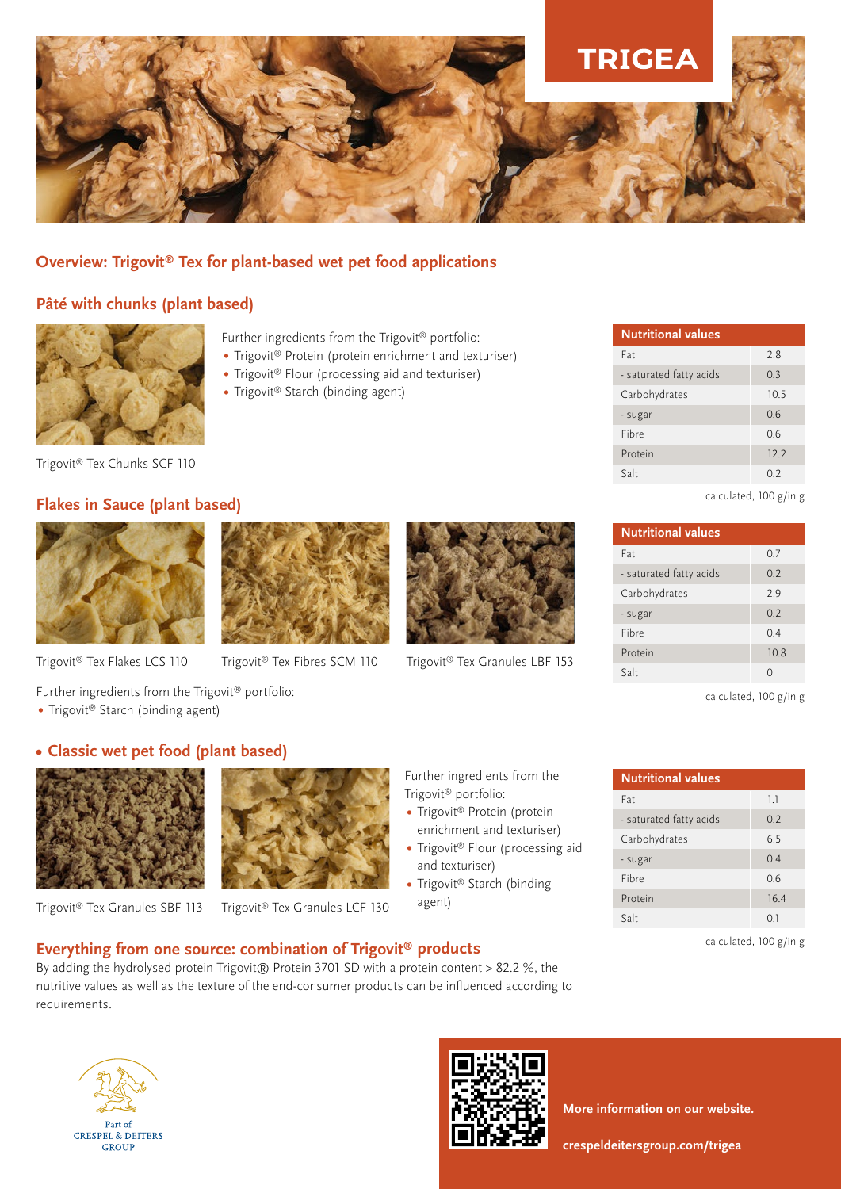TRIGEA

## Overview: Trigovit® Tex for plant-based wet pet food applications

### Pâté with chunks (plant based)

Trigovit® Tex Chunks SCF 110

Further ingredients from the Trigovit® portfolio:

- Trigovit® Protein (protein enrichment and texturiser)
- Trigovit® Flour (processing aid and texturiser)
- Trigovit® Starch (binding agent)

| Nutritional values | |
|---|---|
| Fat | 2.8 |
| - saturated fatty acids | 0.3 |
| Carbohydrates | 10.5 |
| - sugar | 0.6 |
| Fibre | 0.6 |
| Protein | 12.2 |
| Salt | 0.2 |

calculated, 100 g/in g

### Flakes in Sauce (plant based)

Trigovit® Tex Flakes LCS 110

Trigovit® Tex Fibres SCM 110

Trigovit® Tex Granules LBF 153

Further ingredients from the Trigovit® portfolio:

- Trigovit® Starch (binding agent)

| Nutritional values | |
|---|---|
| Fat | 0.7 |
| - saturated fatty acids | 0.2 |
| Carbohydrates | 2.9 |
| - sugar | 0.2 |
| Fibre | 0.4 |
| Protein | 10.8 |
| Salt | 0 |

calculated, 100 g/in g

### Classic wet pet food (plant based)

Trigovit® Tex Granules SBF 113

Trigovit® Tex Granules LCF 130

Further ingredients from the Trigovit® portfolio:

- Trigovit® Protein (protein enrichment and texturiser)
- Trigovit® Flour (processing aid and texturiser)
- Trigovit® Starch (binding agent)

| Nutritional values | |
|---|---|
| Fat | 1.1 |
| - saturated fatty acids | 0.2 |
| Carbohydrates | 6.5 |
| - sugar | 0.4 |
| Fibre | 0.6 |
| Protein | 16.4 |
| Salt | 0.1 |

calculated, 100 g/in g

### Everything from one source: combination of Trigovit® products

By adding the hydrolysed protein Trigovit® Protein 3701 SD with a protein content > 82.2 %, the nutritive values as well as the texture of the end-consumer products can be influenced according to requirements.

Part of CRESPEL & DEITERS GROUP

More information on our website.

crespeldeitersgroup.com/trigea